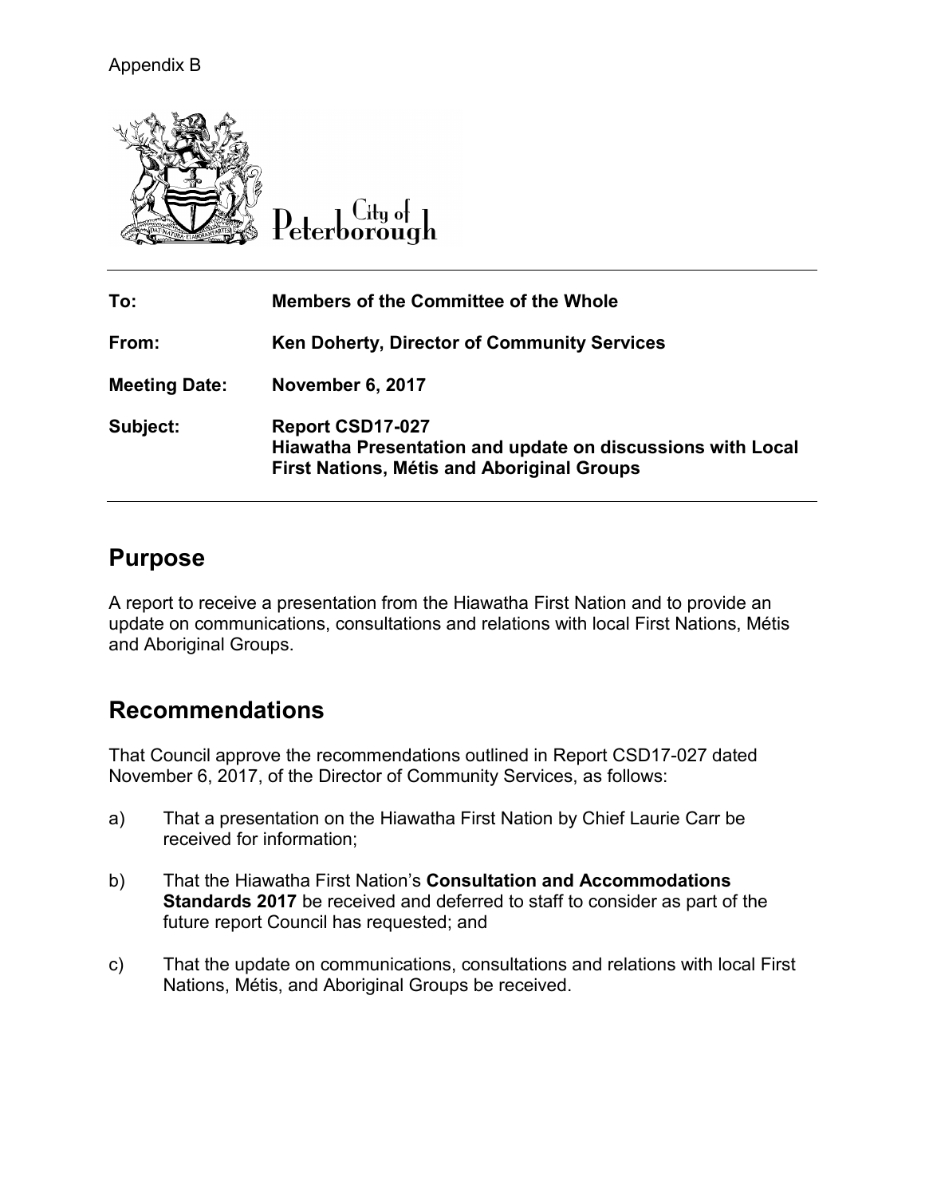Appendix B

City of Peterborough

| | |
|---|---|
| **To:** | **Members of the Committee of the Whole** |
| **From:** | **Ken Doherty, Director of Community Services** |
| **Meeting Date:** | **November 6, 2017** |
| **Subject:** | **Report CSD17-027**<br>**Hiawatha Presentation and update on discussions with Local First Nations, Métis and Aboriginal Groups** |

## Purpose

A report to receive a presentation from the Hiawatha First Nation and to provide an update on communications, consultations and relations with local First Nations, Métis and Aboriginal Groups.

## Recommendations

That Council approve the recommendations outlined in Report CSD17-027 dated November 6, 2017, of the Director of Community Services, as follows:

a) That a presentation on the Hiawatha First Nation by Chief Laurie Carr be received for information;

b) That the Hiawatha First Nation's **Consultation and Accommodations Standards 2017** be received and deferred to staff to consider as part of the future report Council has requested; and

c) That the update on communications, consultations and relations with local First Nations, Métis, and Aboriginal Groups be received.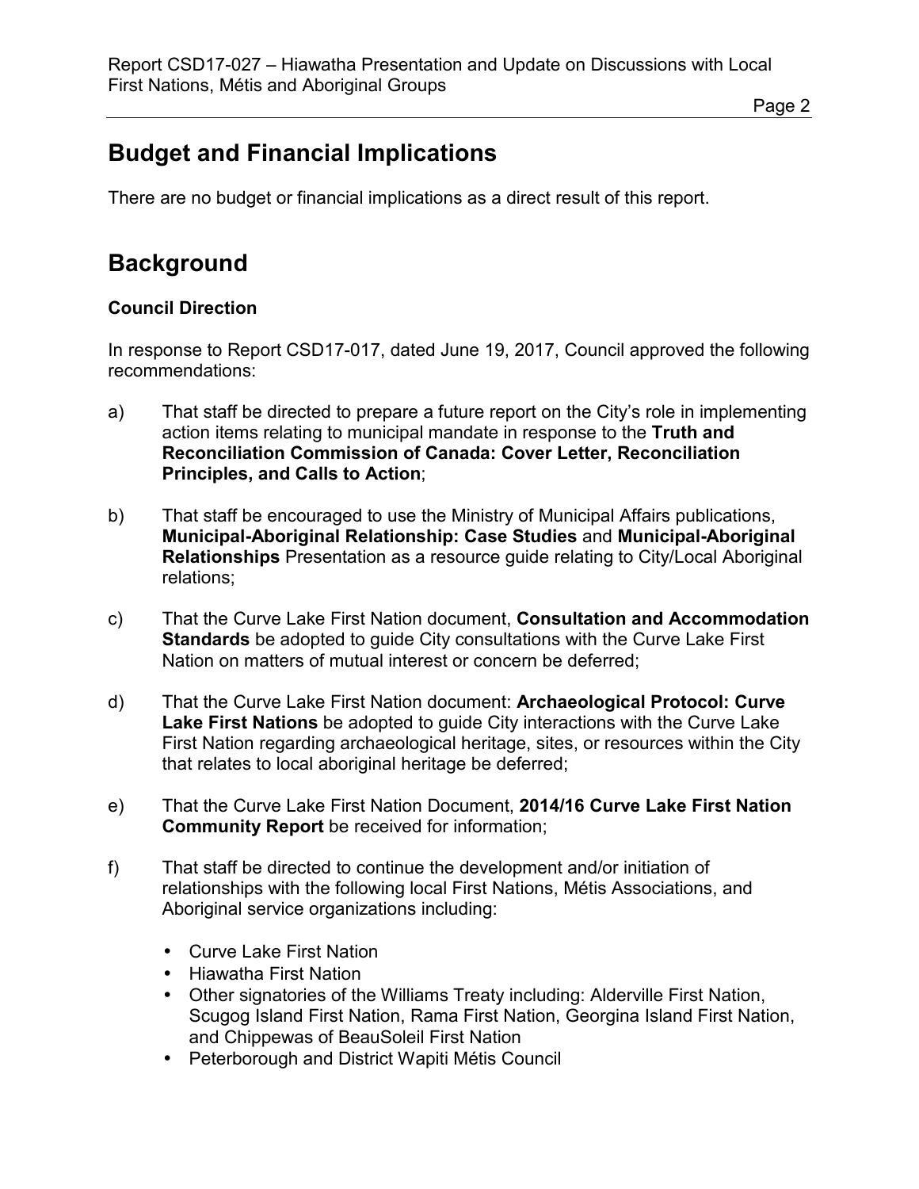## Budget and Financial Implications

There are no budget or financial implications as a direct result of this report.

## Background

### Council Direction

In response to Report CSD17-017, dated June 19, 2017, Council approved the following recommendations:

a) That staff be directed to prepare a future report on the City's role in implementing action items relating to municipal mandate in response to the **Truth and Reconciliation Commission of Canada: Cover Letter, Reconciliation Principles, and Calls to Action**;

b) That staff be encouraged to use the Ministry of Municipal Affairs publications, **Municipal-Aboriginal Relationship: Case Studies** and **Municipal-Aboriginal Relationships** Presentation as a resource guide relating to City/Local Aboriginal relations;

c) That the Curve Lake First Nation document, **Consultation and Accommodation Standards** be adopted to guide City consultations with the Curve Lake First Nation on matters of mutual interest or concern be deferred;

d) That the Curve Lake First Nation document: **Archaeological Protocol: Curve Lake First Nations** be adopted to guide City interactions with the Curve Lake First Nation regarding archaeological heritage, sites, or resources within the City that relates to local aboriginal heritage be deferred;

e) That the Curve Lake First Nation Document, **2014/16 Curve Lake First Nation Community Report** be received for information;

f) That staff be directed to continue the development and/or initiation of relationships with the following local First Nations, Métis Associations, and Aboriginal service organizations including:

- Curve Lake First Nation
- Hiawatha First Nation
- Other signatories of the Williams Treaty including: Alderville First Nation, Scugog Island First Nation, Rama First Nation, Georgina Island First Nation, and Chippewas of BeauSoleil First Nation
- Peterborough and District Wapiti Métis Council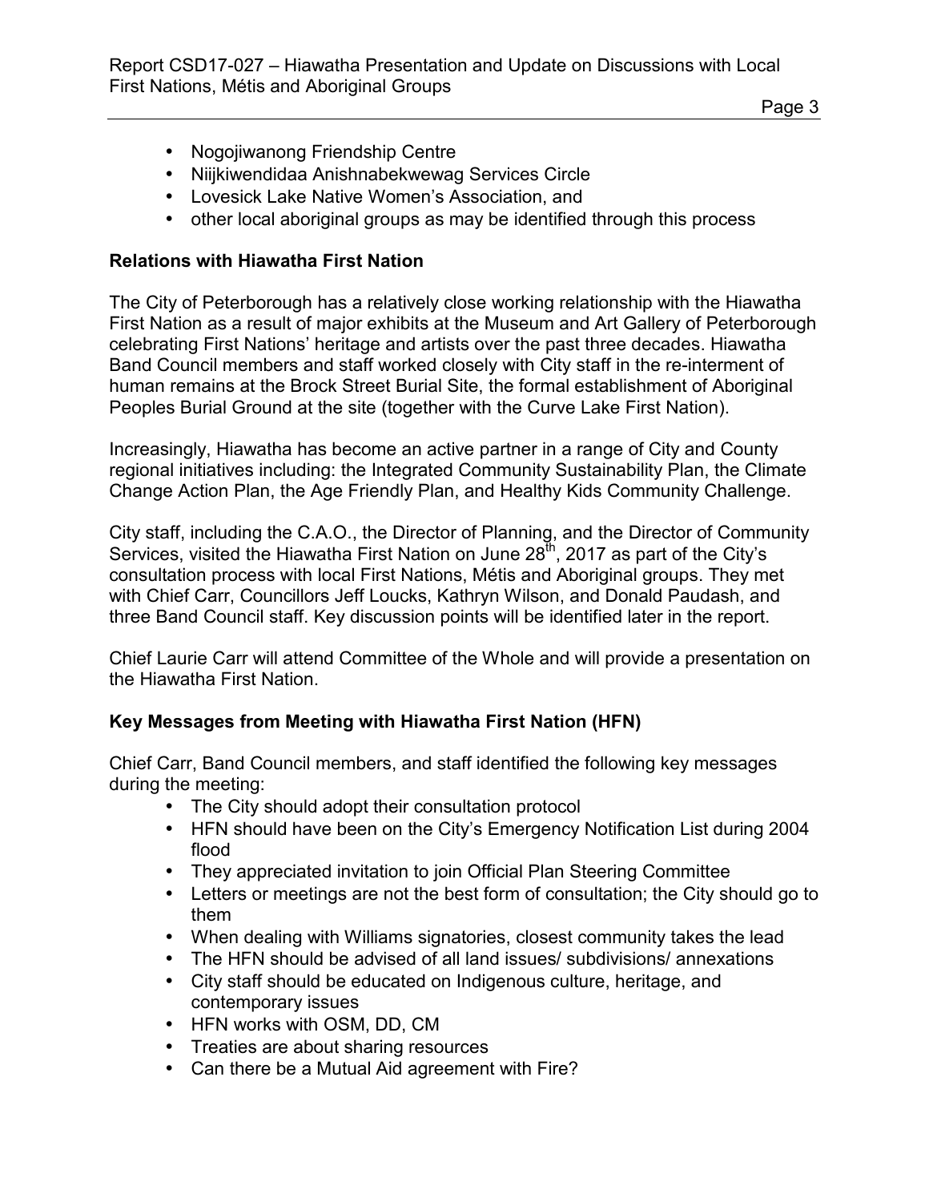- Nogojiwanong Friendship Centre
- Niijkiwendidaa Anishnabekwewag Services Circle
- Lovesick Lake Native Women's Association, and
- other local aboriginal groups as may be identified through this process

**Relations with Hiawatha First Nation**

The City of Peterborough has a relatively close working relationship with the Hiawatha First Nation as a result of major exhibits at the Museum and Art Gallery of Peterborough celebrating First Nations' heritage and artists over the past three decades. Hiawatha Band Council members and staff worked closely with City staff in the re-interment of human remains at the Brock Street Burial Site, the formal establishment of Aboriginal Peoples Burial Ground at the site (together with the Curve Lake First Nation).

Increasingly, Hiawatha has become an active partner in a range of City and County regional initiatives including: the Integrated Community Sustainability Plan, the Climate Change Action Plan, the Age Friendly Plan, and Healthy Kids Community Challenge.

City staff, including the C.A.O., the Director of Planning, and the Director of Community Services, visited the Hiawatha First Nation on June 28th, 2017 as part of the City's consultation process with local First Nations, Métis and Aboriginal groups. They met with Chief Carr, Councillors Jeff Loucks, Kathryn Wilson, and Donald Paudash, and three Band Council staff. Key discussion points will be identified later in the report.

Chief Laurie Carr will attend Committee of the Whole and will provide a presentation on the Hiawatha First Nation.

**Key Messages from Meeting with Hiawatha First Nation (HFN)**

Chief Carr, Band Council members, and staff identified the following key messages during the meeting:

- The City should adopt their consultation protocol
- HFN should have been on the City's Emergency Notification List during 2004 flood
- They appreciated invitation to join Official Plan Steering Committee
- Letters or meetings are not the best form of consultation; the City should go to them
- When dealing with Williams signatories, closest community takes the lead
- The HFN should be advised of all land issues/ subdivisions/ annexations
- City staff should be educated on Indigenous culture, heritage, and contemporary issues
- HFN works with OSM, DD, CM
- Treaties are about sharing resources
- Can there be a Mutual Aid agreement with Fire?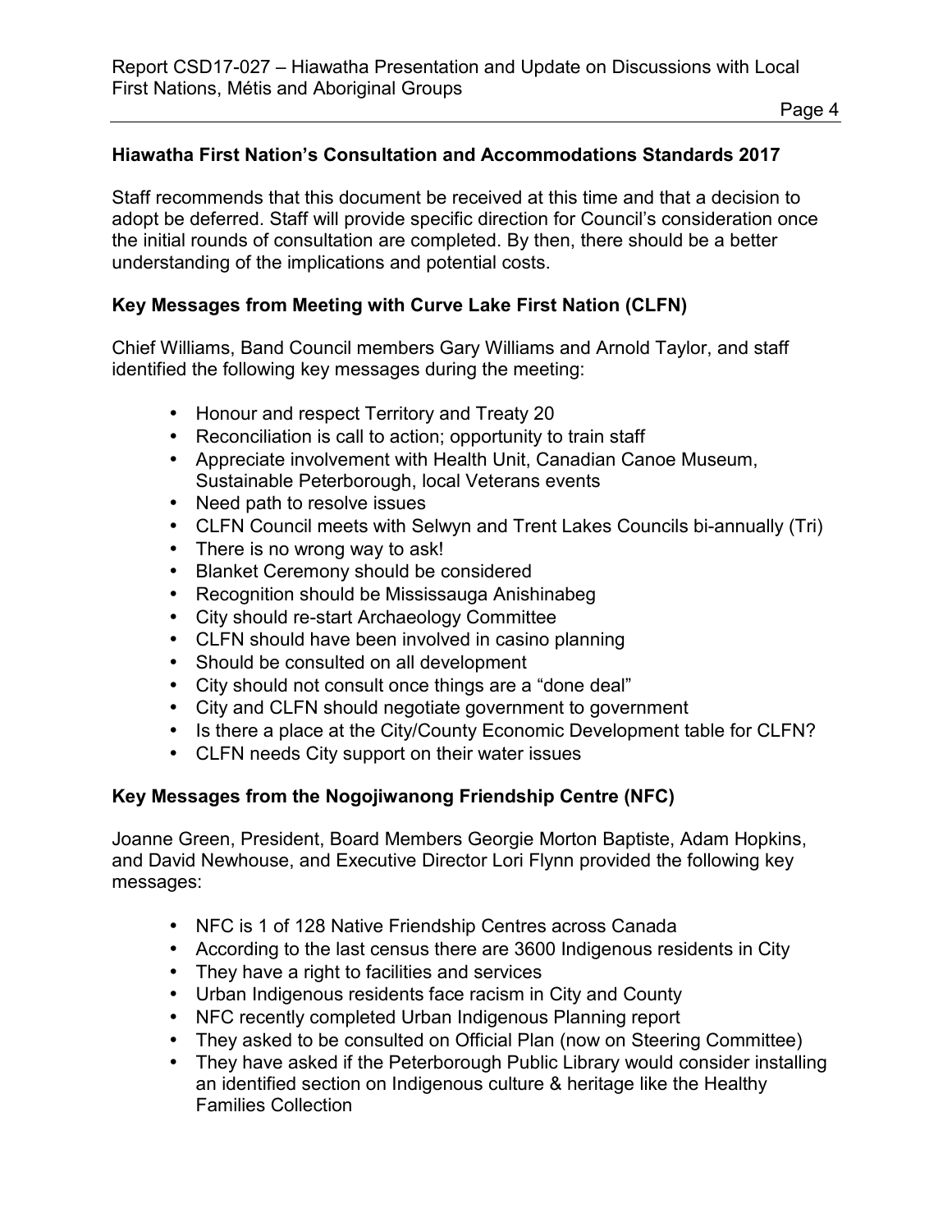## Hiawatha First Nation's Consultation and Accommodations Standards 2017

Staff recommends that this document be received at this time and that a decision to adopt be deferred. Staff will provide specific direction for Council's consideration once the initial rounds of consultation are completed. By then, there should be a better understanding of the implications and potential costs.

## Key Messages from Meeting with Curve Lake First Nation (CLFN)

Chief Williams, Band Council members Gary Williams and Arnold Taylor, and staff identified the following key messages during the meeting:

- Honour and respect Territory and Treaty 20
- Reconciliation is call to action; opportunity to train staff
- Appreciate involvement with Health Unit, Canadian Canoe Museum, Sustainable Peterborough, local Veterans events
- Need path to resolve issues
- CLFN Council meets with Selwyn and Trent Lakes Councils bi-annually (Tri)
- There is no wrong way to ask!
- Blanket Ceremony should be considered
- Recognition should be Mississauga Anishinabeg
- City should re-start Archaeology Committee
- CLFN should have been involved in casino planning
- Should be consulted on all development
- City should not consult once things are a "done deal"
- City and CLFN should negotiate government to government
- Is there a place at the City/County Economic Development table for CLFN?
- CLFN needs City support on their water issues

## Key Messages from the Nogojiwanong Friendship Centre (NFC)

Joanne Green, President, Board Members Georgie Morton Baptiste, Adam Hopkins, and David Newhouse, and Executive Director Lori Flynn provided the following key messages:

- NFC is 1 of 128 Native Friendship Centres across Canada
- According to the last census there are 3600 Indigenous residents in City
- They have a right to facilities and services
- Urban Indigenous residents face racism in City and County
- NFC recently completed Urban Indigenous Planning report
- They asked to be consulted on Official Plan (now on Steering Committee)
- They have asked if the Peterborough Public Library would consider installing an identified section on Indigenous culture & heritage like the Healthy Families Collection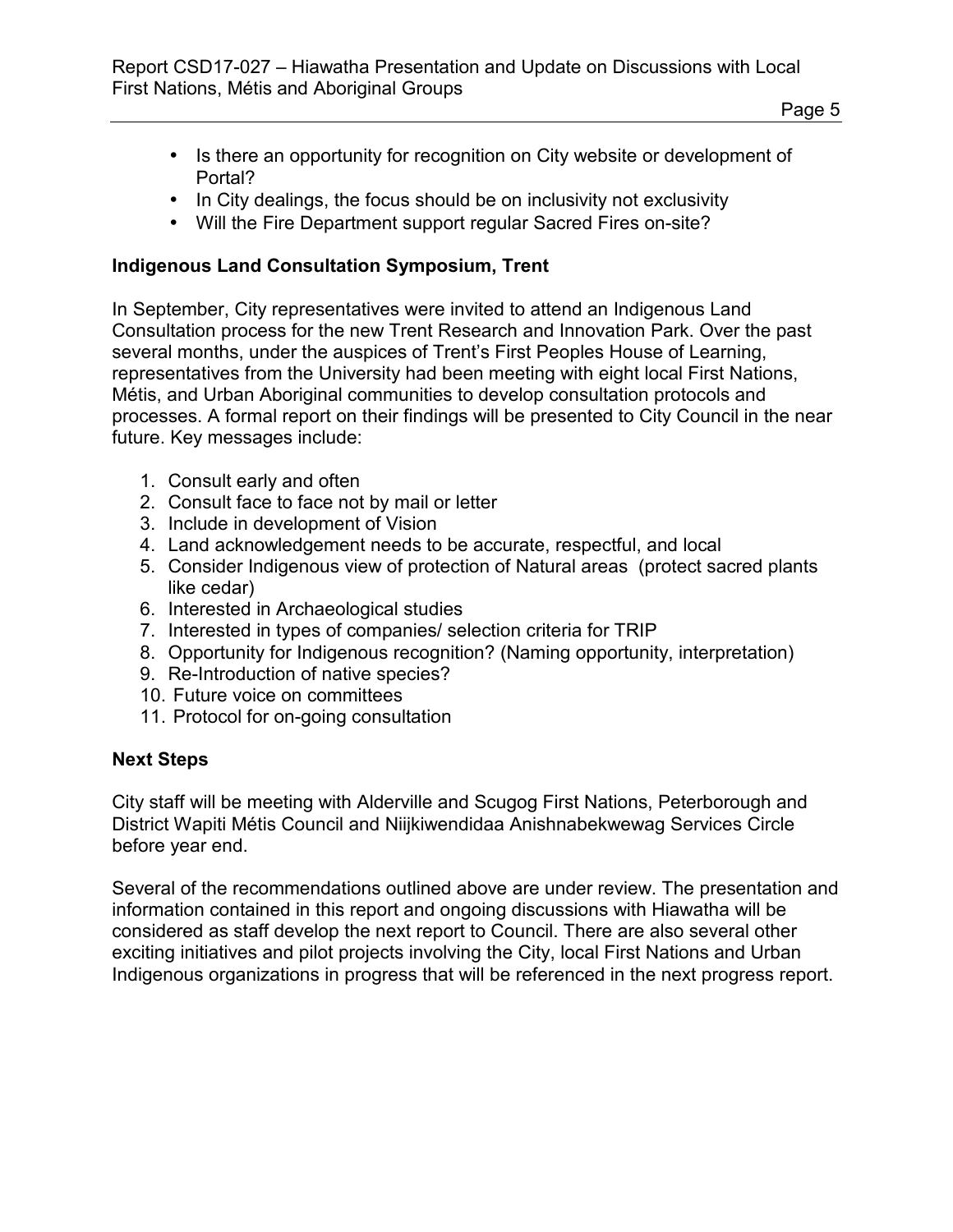- Is there an opportunity for recognition on City website or development of Portal?
- In City dealings, the focus should be on inclusivity not exclusivity
- Will the Fire Department support regular Sacred Fires on-site?

**Indigenous Land Consultation Symposium, Trent**

In September, City representatives were invited to attend an Indigenous Land Consultation process for the new Trent Research and Innovation Park. Over the past several months, under the auspices of Trent's First Peoples House of Learning, representatives from the University had been meeting with eight local First Nations, Métis, and Urban Aboriginal communities to develop consultation protocols and processes. A formal report on their findings will be presented to City Council in the near future. Key messages include:

1. Consult early and often
2. Consult face to face not by mail or letter
3. Include in development of Vision
4. Land acknowledgement needs to be accurate, respectful, and local
5. Consider Indigenous view of protection of Natural areas (protect sacred plants like cedar)
6. Interested in Archaeological studies
7. Interested in types of companies/ selection criteria for TRIP
8. Opportunity for Indigenous recognition? (Naming opportunity, interpretation)
9. Re-Introduction of native species?
10. Future voice on committees
11. Protocol for on-going consultation

**Next Steps**

City staff will be meeting with Alderville and Scugog First Nations, Peterborough and District Wapiti Métis Council and Niijkiwendidaa Anishnabekwewag Services Circle before year end.

Several of the recommendations outlined above are under review. The presentation and information contained in this report and ongoing discussions with Hiawatha will be considered as staff develop the next report to Council. There are also several other exciting initiatives and pilot projects involving the City, local First Nations and Urban Indigenous organizations in progress that will be referenced in the next progress report.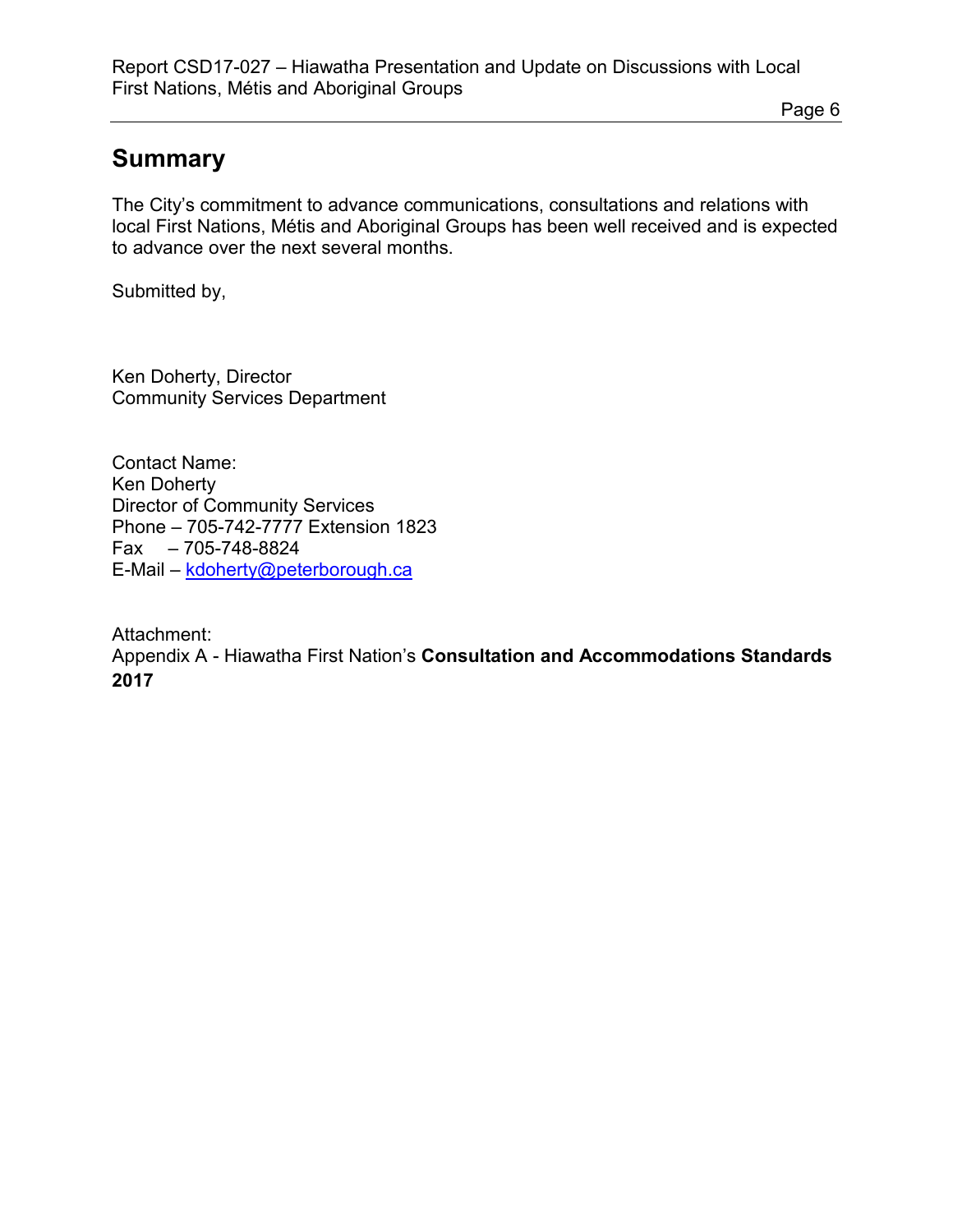## Summary

The City's commitment to advance communications, consultations and relations with local First Nations, Métis and Aboriginal Groups has been well received and is expected to advance over the next several months.

Submitted by,

Ken Doherty, Director
Community Services Department

Contact Name:
Ken Doherty
Director of Community Services
Phone – 705-742-7777 Extension 1823
Fax – 705-748-8824
E-Mail – kdoherty@peterborough.ca

Attachment:
Appendix A - Hiawatha First Nation's **Consultation and Accommodations Standards 2017**